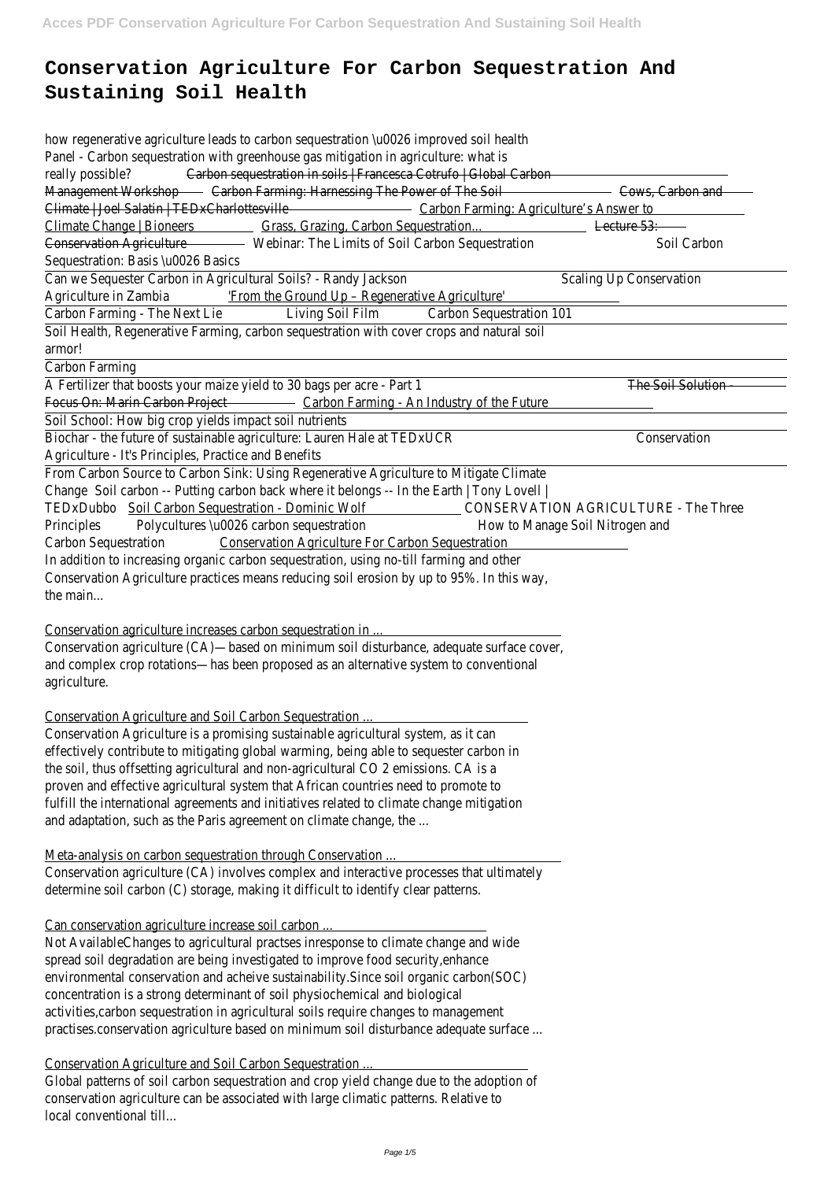# Conservation Agriculture For Carbon Sequestration And Sustaining Soil Health

how regenerative agriculture leads to carbon sequestration \u0026 improved soil health Panel - Carbon sequestration with greenhouse gas mitigation in agriculture: what is really possible? Carbon sequestration in soils | Francesca Cotrufo | Global Carbon Management Workshop Carbon Farming: Harnessing The Power of The Soil Cows, Carbon and Climate | Joel Salatin | TEDxCharlottesville Carbon Farming: Agriculture's Answer to Climate Change | Bioneers Grass, Grazing, Carbon Sequestration... Lecture 53: Conservation Agriculture Webinar: The Limits of Soil Carbon Sequestration Soil Carbon Sequestration: Basis \u0026 Basics

Can we Sequester Carbon in Agricultural Soils? - Randy Jackson Scaling Up Conservation Agriculture in Zambia 'From the Ground Up – Regenerative Agriculture'

Carbon Farming - The Next Lie Living Soil Film Carbon Sequestration 101

Soil Health, Regenerative Farming, carbon sequestration with cover crops and natural soil armor!

Carbon Farming

A Fertilizer that boosts your maize yield to 30 bags per acre - Part 1 The Soil Solution - Focus On: Marin Carbon Project Carbon Farming - An Industry of the Future

Soil School: How big crop yields impact soil nutrients

Biochar - the future of sustainable agriculture: Lauren Hale at TEDxUCR Conservation Agriculture - It's Principles, Practice and Benefits

From Carbon Source to Carbon Sink: Using Regenerative Agriculture to Mitigate Climate Change Soil carbon -- Putting carbon back where it belongs -- In the Earth | Tony Lovell | TEDxDubbo Soil Carbon Sequestration - Dominic Wolf CONSERVATION AGRICULTURE - The Three Principles Polycultures \u0026 carbon sequestration How to Manage Soil Nitrogen and Carbon Sequestration Conservation Agriculture For Carbon Sequestration

In addition to increasing organic carbon sequestration, using no-till farming and other Conservation Agriculture practices means reducing soil erosion by up to 95%. In this way, the main...

Conservation agriculture increases carbon sequestration in ...

Conservation agriculture (CA)—based on minimum soil disturbance, adequate surface cover, and complex crop rotations—has been proposed as an alternative system to conventional agriculture.

Conservation Agriculture and Soil Carbon Sequestration ...

Conservation Agriculture is a promising sustainable agricultural system, as it can effectively contribute to mitigating global warming, being able to sequester carbon in the soil, thus offsetting agricultural and non-agricultural CO 2 emissions. CA is a proven and effective agricultural system that African countries need to promote to fulfill the international agreements and initiatives related to climate change mitigation and adaptation, such as the Paris agreement on climate change, the ...

Meta-analysis on carbon sequestration through Conservation ...

Conservation agriculture (CA) involves complex and interactive processes that ultimately determine soil carbon (C) storage, making it difficult to identify clear patterns.

Can conservation agriculture increase soil carbon ...

Not AvailableChanges to agricultural practses inresponse to climate change and wide spread soil degradation are being investigated to improve food security,enhance environmental conservation and acheive sustainability.Since soil organic carbon(SOC) concentration is a strong determinant of soil physiochemical and biological activities,carbon sequestration in agricultural soils require changes to management practises.conservation agriculture based on minimum soil disturbance adequate surface ...

Conservation Agriculture and Soil Carbon Sequestration ...

Global patterns of soil carbon sequestration and crop yield change due to the adoption of conservation agriculture can be associated with large climatic patterns. Relative to local conventional till...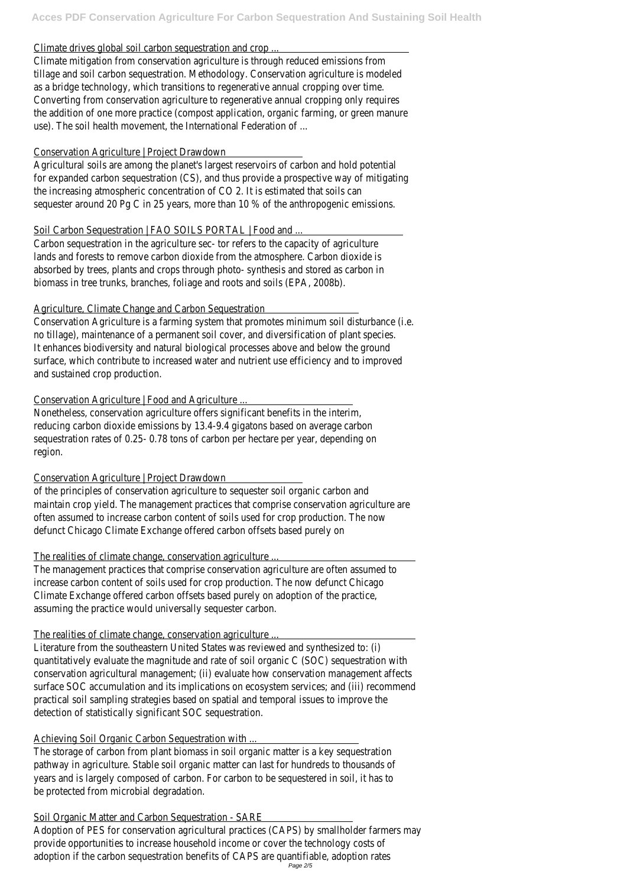Climate drives global soil carbon sequestration and crop ...

Climate mitigation from conservation agriculture is through reduced emissions from tillage and soil carbon sequestration. Methodology. Conservation agriculture is modeled as a bridge technology, which transitions to regenerative annual cropping over time. Converting from conservation agriculture to regenerative annual cropping only requires the addition of one more practice (compost application, organic farming, or green manure use). The soil health movement, the International Federation of ...

Conservation Agriculture | Project Drawdown

Agricultural soils are among the planet's largest reservoirs of carbon and hold potential for expanded carbon sequestration (CS), and thus provide a prospective way of mitigating the increasing atmospheric concentration of $CO_2$. It is estimated that soils can sequester around 20 Pg C in 25 years, more than 10 % of the anthropogenic emissions.

Soil Carbon Sequestration | FAO SOILS PORTAL | Food and ...

Carbon sequestration in the agriculture sec- tor refers to the capacity of agriculture lands and forests to remove carbon dioxide from the atmosphere. Carbon dioxide is absorbed by trees, plants and crops through photo- synthesis and stored as carbon in biomass in tree trunks, branches, foliage and roots and soils (EPA, 2008b).

Agriculture, Climate Change and Carbon Sequestration

Conservation Agriculture is a farming system that promotes minimum soil disturbance (i.e. no tillage), maintenance of a permanent soil cover, and diversification of plant species. It enhances biodiversity and natural biological processes above and below the ground surface, which contribute to increased water and nutrient use efficiency and to improved and sustained crop production.

Conservation Agriculture | Food and Agriculture ...

Nonetheless, conservation agriculture offers significant benefits in the interim, reducing carbon dioxide emissions by 13.4-9.4 gigatons based on average carbon sequestration rates of 0.25- 0.78 tons of carbon per hectare per year, depending on region.

Conservation Agriculture | Project Drawdown

of the principles of conservation agriculture to sequester soil organic carbon and maintain crop yield. The management practices that comprise conservation agriculture are often assumed to increase carbon content of soils used for crop production. The now defunct Chicago Climate Exchange offered carbon offsets based purely on

The realities of climate change, conservation agriculture ...

The management practices that comprise conservation agriculture are often assumed to increase carbon content of soils used for crop production. The now defunct Chicago Climate Exchange offered carbon offsets based purely on adoption of the practice, assuming the practice would universally sequester carbon.

The realities of climate change, conservation agriculture ...

Literature from the southeastern United States was reviewed and synthesized to: (i) quantitatively evaluate the magnitude and rate of soil organic C (SOC) sequestration with conservation agricultural management; (ii) evaluate how conservation management affects surface SOC accumulation and its implications on ecosystem services; and (iii) recommend practical soil sampling strategies based on spatial and temporal issues to improve the detection of statistically significant SOC sequestration.

Achieving Soil Organic Carbon Sequestration with ...

The storage of carbon from plant biomass in soil organic matter is a key sequestration pathway in agriculture. Stable soil organic matter can last for hundreds to thousands of years and is largely composed of carbon. For carbon to be sequestered in soil, it has to be protected from microbial degradation.

Soil Organic Matter and Carbon Sequestration - SARE

Adoption of PES for conservation agricultural practices (CAPS) by smallholder farmers may provide opportunities to increase household income or cover the technology costs of adoption if the carbon sequestration benefits of CAPS are quantifiable, adoption rates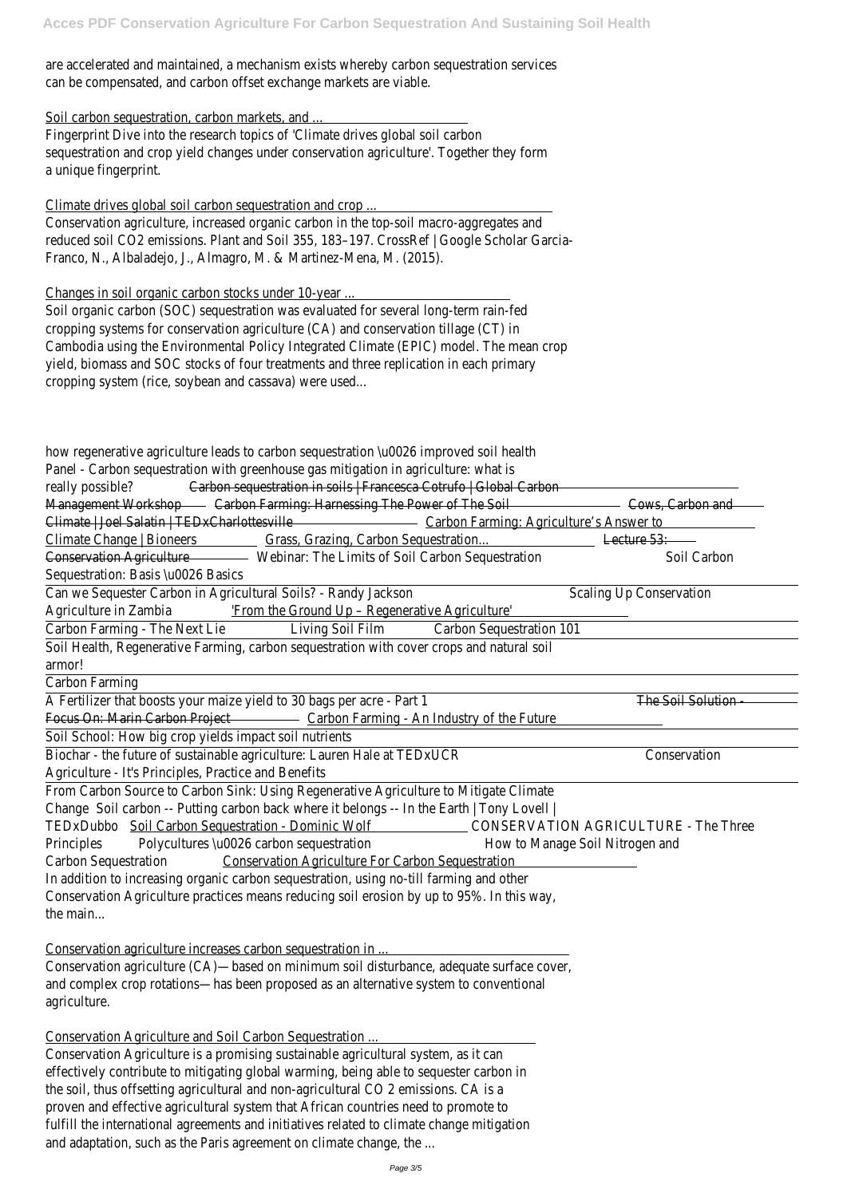are accelerated and maintained, a mechanism exists whereby carbon sequestration services can be compensated, and carbon offset exchange markets are viable.

Soil carbon sequestration, carbon markets, and ...

Fingerprint Dive into the research topics of 'Climate drives global soil carbon sequestration and crop yield changes under conservation agriculture'. Together they form a unique fingerprint.

Climate drives global soil carbon sequestration and crop ...

Conservation agriculture, increased organic carbon in the top-soil macro-aggregates and reduced soil CO2 emissions. Plant and Soil 355, 183–197. CrossRef | Google Scholar Garcia-Franco, N., Albaladejo, J., Almagro, M. & Martinez-Mena, M. (2015).

Changes in soil organic carbon stocks under 10-year ...

Soil organic carbon (SOC) sequestration was evaluated for several long-term rain-fed cropping systems for conservation agriculture (CA) and conservation tillage (CT) in Cambodia using the Environmental Policy Integrated Climate (EPIC) model. The mean crop yield, biomass and SOC stocks of four treatments and three replication in each primary cropping system (rice, soybean and cassava) were used...

how regenerative agriculture leads to carbon sequestration \u0026 improved soil health Panel - Carbon sequestration with greenhouse gas mitigation in agriculture: what is really possible? Carbon sequestration in soils | Francesca Cotrufo | Global Carbon Management Workshop Carbon Farming: Harnessing The Power of The Soil Cows, Carbon and Climate | Joel Salatin | TEDxCharlottesville Carbon Farming: Agriculture's Answer to Climate Change | Bioneers Grass, Grazing, Carbon Sequestration... Lecture 53: Conservation Agriculture Webinar: The Limits of Soil Carbon Sequestration Soil Carbon Sequestration: Basis \u0026 Basics

Can we Sequester Carbon in Agricultural Soils? - Randy Jackson Scaling Up Conservation Agriculture in Zambia 'From the Ground Up – Regenerative Agriculture'

Carbon Farming - The Next Lie Living Soil Film Carbon Sequestration 101

Soil Health, Regenerative Farming, carbon sequestration with cover crops and natural soil armor!

Carbon Farming

A Fertilizer that boosts your maize yield to 30 bags per acre - Part 1 The Soil Solution - Focus On: Marin Carbon Project Carbon Farming - An Industry of the Future

Soil School: How big crop yields impact soil nutrients

Biochar - the future of sustainable agriculture: Lauren Hale at TEDxUCR Conservation Agriculture - It's Principles, Practice and Benefits

From Carbon Source to Carbon Sink: Using Regenerative Agriculture to Mitigate Climate Change Soil carbon -- Putting carbon back where it belongs -- In the Earth | Tony Lovell | TEDxDubbo Soil Carbon Sequestration - Dominic Wolf CONSERVATION AGRICULTURE - The Three Principles Polycultures \u0026 carbon sequestration How to Manage Soil Nitrogen and Carbon Sequestration Conservation Agriculture For Carbon Sequestration

In addition to increasing organic carbon sequestration, using no-till farming and other Conservation Agriculture practices means reducing soil erosion by up to 95%. In this way, the main...

Conservation agriculture increases carbon sequestration in ...

Conservation agriculture (CA)—based on minimum soil disturbance, adequate surface cover, and complex crop rotations—has been proposed as an alternative system to conventional agriculture.

Conservation Agriculture and Soil Carbon Sequestration ...

Conservation Agriculture is a promising sustainable agricultural system, as it can effectively contribute to mitigating global warming, being able to sequester carbon in the soil, thus offsetting agricultural and non-agricultural $CO_2$ emissions. CA is a proven and effective agricultural system that African countries need to promote to fulfill the international agreements and initiatives related to climate change mitigation and adaptation, such as the Paris agreement on climate change, the ...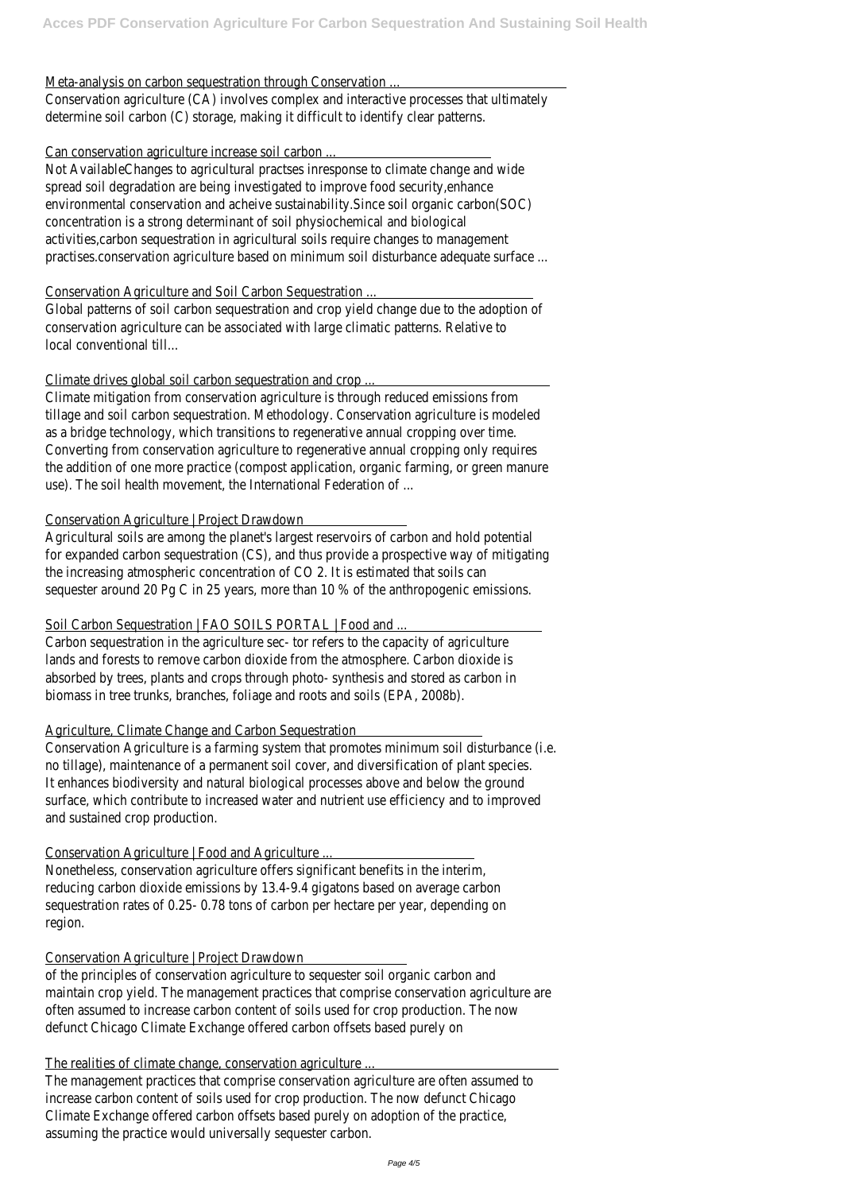Meta-analysis on carbon sequestration through Conservation ...

Conservation agriculture (CA) involves complex and interactive processes that ultimately determine soil carbon (C) storage, making it difficult to identify clear patterns.

Can conservation agriculture increase soil carbon ...

Not AvailableChanges to agricultural practses inresponse to climate change and wide spread soil degradation are being investigated to improve food security,enhance environmental conservation and acheive sustainability.Since soil organic carbon(SOC) concentration is a strong determinant of soil physiochemical and biological activities,carbon sequestration in agricultural soils require changes to management practises.conservation agriculture based on minimum soil disturbance adequate surface ...

Conservation Agriculture and Soil Carbon Sequestration ...

Global patterns of soil carbon sequestration and crop yield change due to the adoption of conservation agriculture can be associated with large climatic patterns. Relative to local conventional till...

Climate drives global soil carbon sequestration and crop ...

Climate mitigation from conservation agriculture is through reduced emissions from tillage and soil carbon sequestration. Methodology. Conservation agriculture is modeled as a bridge technology, which transitions to regenerative annual cropping over time. Converting from conservation agriculture to regenerative annual cropping only requires the addition of one more practice (compost application, organic farming, or green manure use). The soil health movement, the International Federation of ...

Conservation Agriculture | Project Drawdown

Agricultural soils are among the planet's largest reservoirs of carbon and hold potential for expanded carbon sequestration (CS), and thus provide a prospective way of mitigating the increasing atmospheric concentration of $CO_2$. It is estimated that soils can sequester around 20 Pg C in 25 years, more than 10 % of the anthropogenic emissions.

Soil Carbon Sequestration | FAO SOILS PORTAL | Food and ...

Carbon sequestration in the agriculture sec- tor refers to the capacity of agriculture lands and forests to remove carbon dioxide from the atmosphere. Carbon dioxide is absorbed by trees, plants and crops through photo- synthesis and stored as carbon in biomass in tree trunks, branches, foliage and roots and soils (EPA, 2008b).

Agriculture, Climate Change and Carbon Sequestration

Conservation Agriculture is a farming system that promotes minimum soil disturbance (i.e. no tillage), maintenance of a permanent soil cover, and diversification of plant species. It enhances biodiversity and natural biological processes above and below the ground surface, which contribute to increased water and nutrient use efficiency and to improved and sustained crop production.

Conservation Agriculture | Food and Agriculture ...

Nonetheless, conservation agriculture offers significant benefits in the interim, reducing carbon dioxide emissions by 13.4-9.4 gigatons based on average carbon sequestration rates of 0.25- 0.78 tons of carbon per hectare per year, depending on region.

Conservation Agriculture | Project Drawdown

of the principles of conservation agriculture to sequester soil organic carbon and maintain crop yield. The management practices that comprise conservation agriculture are often assumed to increase carbon content of soils used for crop production. The now defunct Chicago Climate Exchange offered carbon offsets based purely on

The realities of climate change, conservation agriculture ...

The management practices that comprise conservation agriculture are often assumed to increase carbon content of soils used for crop production. The now defunct Chicago Climate Exchange offered carbon offsets based purely on adoption of the practice, assuming the practice would universally sequester carbon.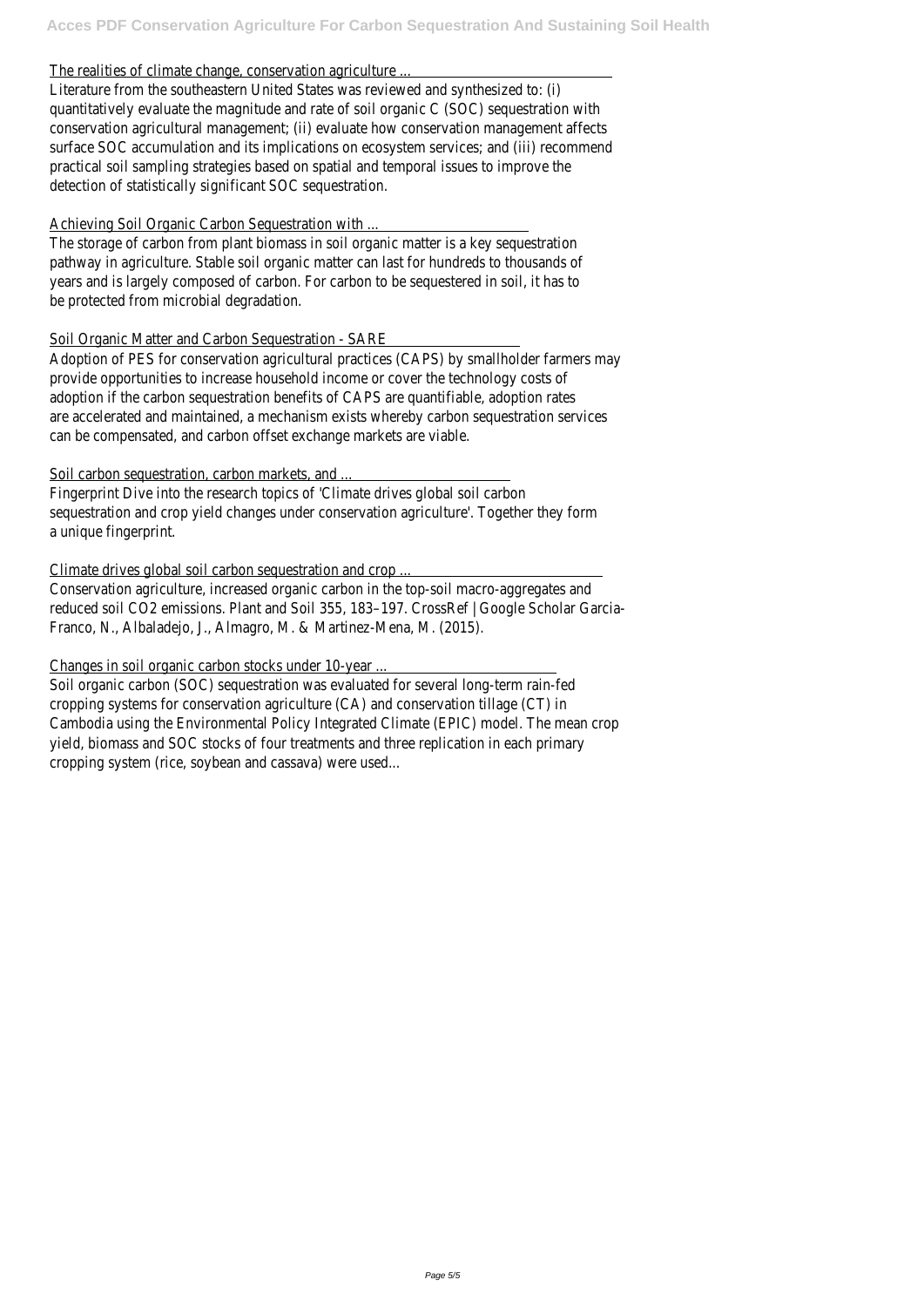The realities of climate change, conservation agriculture ...

Literature from the southeastern United States was reviewed and synthesized to: (i) quantitatively evaluate the magnitude and rate of soil organic C (SOC) sequestration with conservation agricultural management; (ii) evaluate how conservation management affects surface SOC accumulation and its implications on ecosystem services; and (iii) recommend practical soil sampling strategies based on spatial and temporal issues to improve the detection of statistically significant SOC sequestration.

Achieving Soil Organic Carbon Sequestration with ...

The storage of carbon from plant biomass in soil organic matter is a key sequestration pathway in agriculture. Stable soil organic matter can last for hundreds to thousands of years and is largely composed of carbon. For carbon to be sequestered in soil, it has to be protected from microbial degradation.

Soil Organic Matter and Carbon Sequestration - SARE

Adoption of PES for conservation agricultural practices (CAPS) by smallholder farmers may provide opportunities to increase household income or cover the technology costs of adoption if the carbon sequestration benefits of CAPS are quantifiable, adoption rates are accelerated and maintained, a mechanism exists whereby carbon sequestration services can be compensated, and carbon offset exchange markets are viable.

Soil carbon sequestration, carbon markets, and ...

Fingerprint Dive into the research topics of 'Climate drives global soil carbon sequestration and crop yield changes under conservation agriculture'. Together they form a unique fingerprint.

Climate drives global soil carbon sequestration and crop ...

Conservation agriculture, increased organic carbon in the top-soil macro-aggregates and reduced soil $CO_2$ emissions. Plant and Soil 355, 183–197. CrossRef | Google Scholar Garcia-Franco, N., Albaladejo, J., Almagro, M. & Martinez-Mena, M. (2015).

Changes in soil organic carbon stocks under 10-year ...

Soil organic carbon (SOC) sequestration was evaluated for several long-term rain-fed cropping systems for conservation agriculture (CA) and conservation tillage (CT) in Cambodia using the Environmental Policy Integrated Climate (EPIC) model. The mean crop yield, biomass and SOC stocks of four treatments and three replication in each primary cropping system (rice, soybean and cassava) were used...